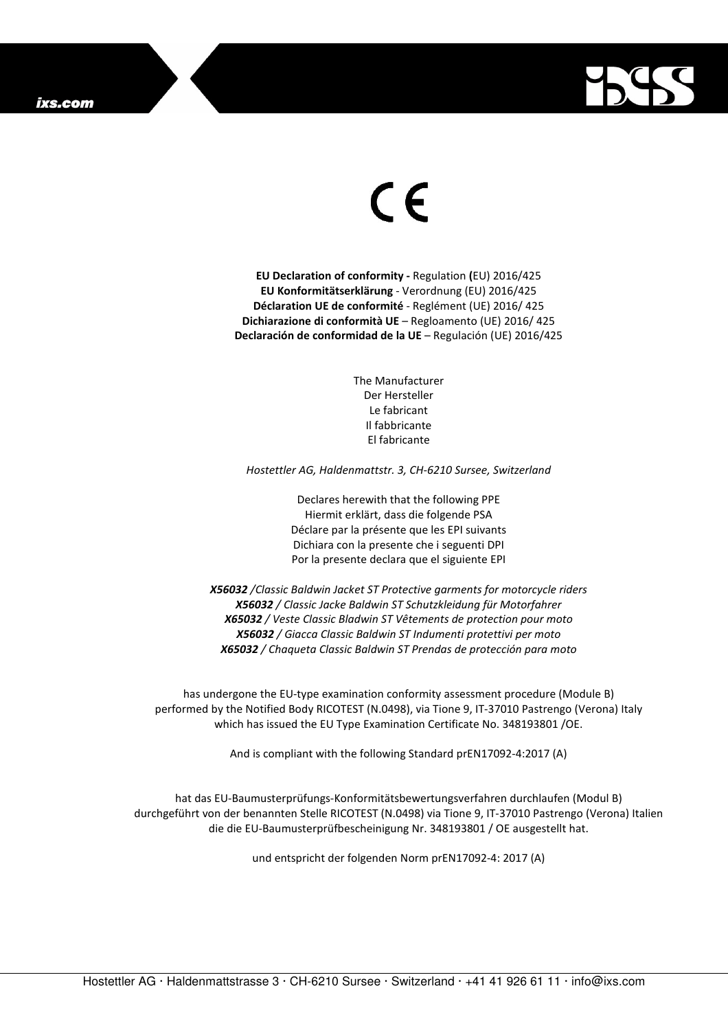CE

**EU Declaration of conformity -** Regulation **(**EU) 2016/425
**EU Konformitätserklärung** - Verordnung (EU) 2016/425
**Déclaration UE de conformité** - Reglément (UE) 2016/ 425
**Dichiarazione di conformità UE** – Regloamento (UE) 2016/ 425
**Declaración de conformidad de la UE** – Regulación (UE) 2016/425

The Manufacturer
Der Hersteller
Le fabricant
Il fabbricante
El fabricante

*Hostettler AG, Haldenmattstr. 3, CH-6210 Sursee, Switzerland*

Declares herewith that the following PPE
Hiermit erklärt, dass die folgende PSA
Déclare par la présente que les EPI suivants
Dichiara con la presente che i seguenti DPI
Por la presente declara que el siguiente EPI

***X56032*** */Classic Baldwin Jacket ST Protective garments for motorcycle riders*
***X56032*** */ Classic Jacke Baldwin ST Schutzkleidung für Motorfahrer*
***X65032*** */ Veste Classic Bladwin ST Vêtements de protection pour moto*
***X56032*** */ Giacca Classic Baldwin ST Indumenti protettivi per moto*
***X65032*** */ Chaqueta Classic Baldwin ST Prendas de protección para moto*

has undergone the EU-type examination conformity assessment procedure (Module B) performed by the Notified Body RICOTEST (N.0498), via Tione 9, IT-37010 Pastrengo (Verona) Italy which has issued the EU Type Examination Certificate No. 348193801 /OE.

And is compliant with the following Standard prEN17092-4:2017 (A)

hat das EU-Baumusterprüfungs-Konformitätsbewertungsverfahren durchlaufen (Modul B) durchgeführt von der benannten Stelle RICOTEST (N.0498) via Tione 9, IT-37010 Pastrengo (Verona) Italien die die EU-Baumusterprüfbescheinigung Nr. 348193801 / OE ausgestellt hat.

und entspricht der folgenden Norm prEN17092-4: 2017 (A)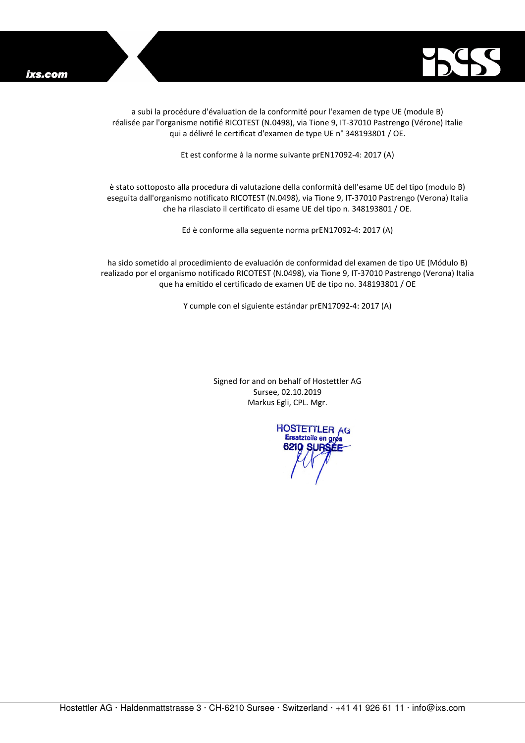a subi la procédure d'évaluation de la conformité pour l'examen de type UE (module B) réalisée par l'organisme notifié RICOTEST (N.0498), via Tione 9, IT-37010 Pastrengo (Vérone) Italie qui a délivré le certificat d'examen de type UE n° 348193801 / OE.

Et est conforme à la norme suivante prEN17092-4: 2017 (A)

è stato sottoposto alla procedura di valutazione della conformità dell'esame UE del tipo (modulo B) eseguita dall'organismo notificato RICOTEST (N.0498), via Tione 9, IT-37010 Pastrengo (Verona) Italia che ha rilasciato il certificato di esame UE del tipo n. 348193801 / OE.

Ed è conforme alla seguente norma prEN17092-4: 2017 (A)

ha sido sometido al procedimiento de evaluación de conformidad del examen de tipo UE (Módulo B) realizado por el organismo notificado RICOTEST (N.0498), via Tione 9, IT-37010 Pastrengo (Verona) Italia que ha emitido el certificado de examen UE de tipo no. 348193801 / OE

Y cumple con el siguiente estándar prEN17092-4: 2017 (A)

Signed for and on behalf of Hostettler AG
Sursee, 02.10.2019
Markus Egli, CPL. Mgr.

HOSTETTLER AG
Ersatzteile en gros
6210 SURSEE

Hostettler AG · Haldenmattstrasse 3 · CH-6210 Sursee · Switzerland · +41 41 926 61 11 · info@ixs.com